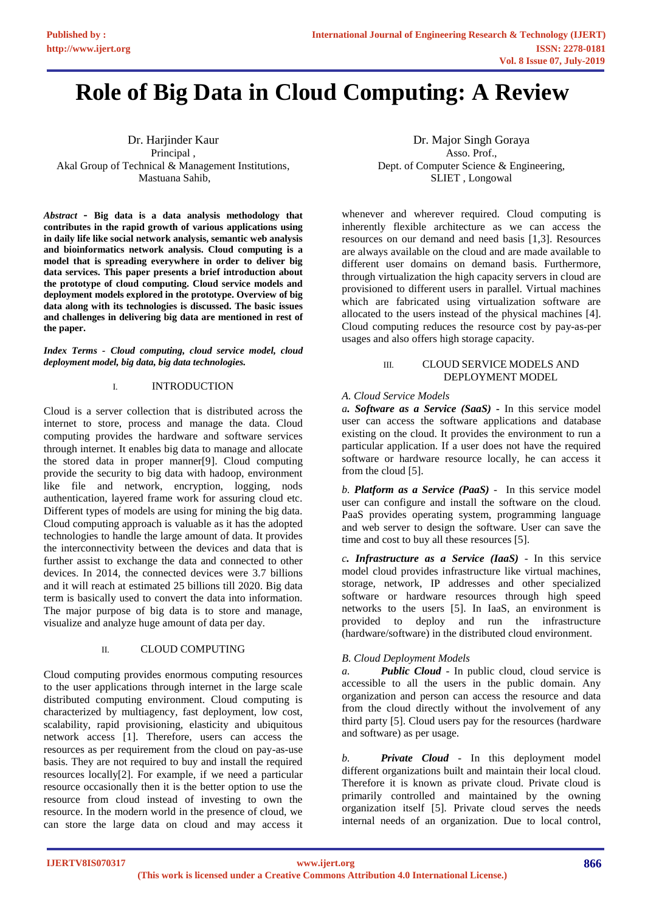# Role of Big Data in Cloud Computing: A Review

Dr. Harjinder Kaur
Principal ,
Akal Group of Technical & Management Institutions,
Mastuana Sahib,

Dr. Major Singh Goraya
Asso. Prof.,
Dept. of Computer Science & Engineering,
SLIET , Longowal

***Abstract*** **- Big data is a data analysis methodology that contributes in the rapid growth of various applications using in daily life like social network analysis, semantic web analysis and bioinformatics network analysis. Cloud computing is a model that is spreading everywhere in order to deliver big data services. This paper presents a brief introduction about the prototype of cloud computing. Cloud service models and deployment models explored in the prototype. Overview of big data along with its technologies is discussed. The basic issues and challenges in delivering big data are mentioned in rest of the paper.**

***Index Terms - Cloud computing, cloud service model, cloud deployment model, big data, big data technologies.***

## I. INTRODUCTION

Cloud is a server collection that is distributed across the internet to store, process and manage the data. Cloud computing provides the hardware and software services through internet. It enables big data to manage and allocate the stored data in proper manner[9]. Cloud computing provide the security to big data with hadoop, environment like file and network, encryption, logging, nods authentication, layered frame work for assuring cloud etc. Different types of models are using for mining the big data. Cloud computing approach is valuable as it has the adopted technologies to handle the large amount of data. It provides the interconnectivity between the devices and data that is further assist to exchange the data and connected to other devices. In 2014, the connected devices were 3.7 billions and it will reach at estimated 25 billions till 2020. Big data term is basically used to convert the data into information. The major purpose of big data is to store and manage, visualize and analyze huge amount of data per day.

## II. CLOUD COMPUTING

Cloud computing provides enormous computing resources to the user applications through internet in the large scale distributed computing environment. Cloud computing is characterized by multiagency, fast deployment, low cost, scalability, rapid provisioning, elasticity and ubiquitous network access [1]. Therefore, users can access the resources as per requirement from the cloud on pay-as-use basis. They are not required to buy and install the required resources locally[2]. For example, if we need a particular resource occasionally then it is the better option to use the resource from cloud instead of investing to own the resource. In the modern world in the presence of cloud, we can store the large data on cloud and may access it whenever and wherever required. Cloud computing is inherently flexible architecture as we can access the resources on our demand and need basis [1,3]. Resources are always available on the cloud and are made available to different user domains on demand basis. Furthermore, through virtualization the high capacity servers in cloud are provisioned to different users in parallel. Virtual machines which are fabricated using virtualization software are allocated to the users instead of the physical machines [4]. Cloud computing reduces the resource cost by pay-as-per usages and also offers high storage capacity.

## III. CLOUD SERVICE MODELS AND DEPLOYMENT MODEL

### *A. Cloud Service Models*

***a. Software as a Service (SaaS)*** - In this service model user can access the software applications and database existing on the cloud. It provides the environment to run a particular application. If a user does not have the required software or hardware resource locally, he can access it from the cloud [5].

*b.* ***Platform as a Service (PaaS)*** - In this service model user can configure and install the software on the cloud. PaaS provides operating system, programming language and web server to design the software. User can save the time and cost to buy all these resources [5].

***c. Infrastructure as a Service (IaaS)*** - In this service model cloud provides infrastructure like virtual machines, storage, network, IP addresses and other specialized software or hardware resources through high speed networks to the users [5]. In IaaS, an environment is provided to deploy and run the infrastructure (hardware/software) in the distributed cloud environment.

### *B. Cloud Deployment Models*

*a.* ***Public Cloud*** - In public cloud, cloud service is accessible to all the users in the public domain. Any organization and person can access the resource and data from the cloud directly without the involvement of any third party [5]. Cloud users pay for the resources (hardware and software) as per usage.

*b.* ***Private Cloud*** - In this deployment model different organizations built and maintain their local cloud. Therefore it is known as private cloud. Private cloud is primarily controlled and maintained by the owning organization itself [5]. Private cloud serves the needs internal needs of an organization. Due to local control,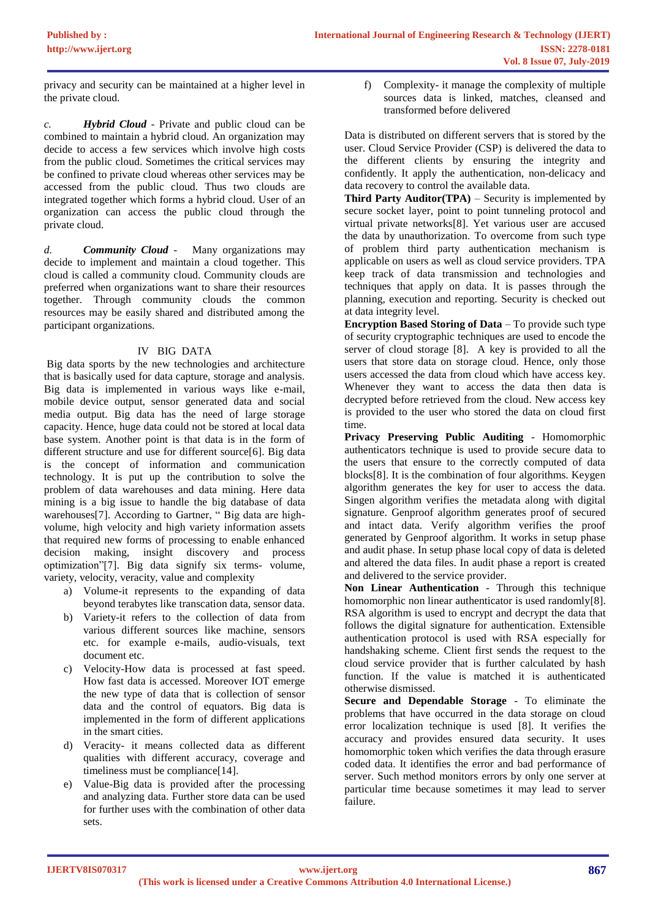privacy and security can be maintained at a higher level in the private cloud.

*c.* ***Hybrid Cloud*** - Private and public cloud can be combined to maintain a hybrid cloud. An organization may decide to access a few services which involve high costs from the public cloud. Sometimes the critical services may be confined to private cloud whereas other services may be accessed from the public cloud. Thus two clouds are integrated together which forms a hybrid cloud. User of an organization can access the public cloud through the private cloud.

*d.* ***Community Cloud*** - Many organizations may decide to implement and maintain a cloud together. This cloud is called a community cloud. Community clouds are preferred when organizations want to share their resources together. Through community clouds the common resources may be easily shared and distributed among the participant organizations.

## IV BIG DATA

Big data sports by the new technologies and architecture that is basically used for data capture, storage and analysis. Big data is implemented in various ways like e-mail, mobile device output, sensor generated data and social media output. Big data has the need of large storage capacity. Hence, huge data could not be stored at local data base system. Another point is that data is in the form of different structure and use for different source[6]. Big data is the concept of information and communication technology. It is put up the contribution to solve the problem of data warehouses and data mining. Here data mining is a big issue to handle the big database of data warehouses[7]. According to Gartner, " Big data are high-volume, high velocity and high variety information assets that required new forms of processing to enable enhanced decision making, insight discovery and process optimization"[7]. Big data signify six terms- volume, variety, velocity, veracity, value and complexity

a) Volume-it represents to the expanding of data beyond terabytes like transcation data, sensor data.
b) Variety-it refers to the collection of data from various different sources like machine, sensors etc. for example e-mails, audio-visuals, text document etc.
c) Velocity-How data is processed at fast speed. How fast data is accessed. Moreover IOT emerge the new type of data that is collection of sensor data and the control of equators. Big data is implemented in the form of different applications in the smart cities.
d) Veracity- it means collected data as different qualities with different accuracy, coverage and timeliness must be compliance[14].
e) Value-Big data is provided after the processing and analyzing data. Further store data can be used for further uses with the combination of other data sets.
f) Complexity- it manage the complexity of multiple sources data is linked, matches, cleansed and transformed before delivered

Data is distributed on different servers that is stored by the user. Cloud Service Provider (CSP) is delivered the data to the different clients by ensuring the integrity and confidently. It apply the authentication, non-delicacy and data recovery to control the available data.

**Third Party Auditor(TPA)** – Security is implemented by secure socket layer, point to point tunneling protocol and virtual private networks[8]. Yet various user are accused the data by unauthorization. To overcome from such type of problem third party authentication mechanism is applicable on users as well as cloud service providers. TPA keep track of data transmission and technologies and techniques that apply on data. It is passes through the planning, execution and reporting. Security is checked out at data integrity level.

**Encryption Based Storing of Data** – To provide such type of security cryptographic techniques are used to encode the server of cloud storage [8]. A key is provided to all the users that store data on storage cloud. Hence, only those users accessed the data from cloud which have access key. Whenever they want to access the data then data is decrypted before retrieved from the cloud. New access key is provided to the user who stored the data on cloud first time.

**Privacy Preserving Public Auditing** - Homomorphic authenticators technique is used to provide secure data to the users that ensure to the correctly computed of data blocks[8]. It is the combination of four algorithms. Keygen algorithm generates the key for user to access the data. Singen algorithm verifies the metadata along with digital signature. Genproof algorithm generates proof of secured and intact data. Verify algorithm verifies the proof generated by Genproof algorithm. It works in setup phase and audit phase. In setup phase local copy of data is deleted and altered the data files. In audit phase a report is created and delivered to the service provider.

**Non Linear Authentication** - Through this technique homomorphic non linear authenticator is used randomly[8]. RSA algorithm is used to encrypt and decrypt the data that follows the digital signature for authentication. Extensible authentication protocol is used with RSA especially for handshaking scheme. Client first sends the request to the cloud service provider that is further calculated by hash function. If the value is matched it is authenticated otherwise dismissed.

**Secure and Dependable Storage** - To eliminate the problems that have occurred in the data storage on cloud error localization technique is used [8]. It verifies the accuracy and provides ensured data security. It uses homomorphic token which verifies the data through erasure coded data. It identifies the error and bad performance of server. Such method monitors errors by only one server at particular time because sometimes it may lead to server failure.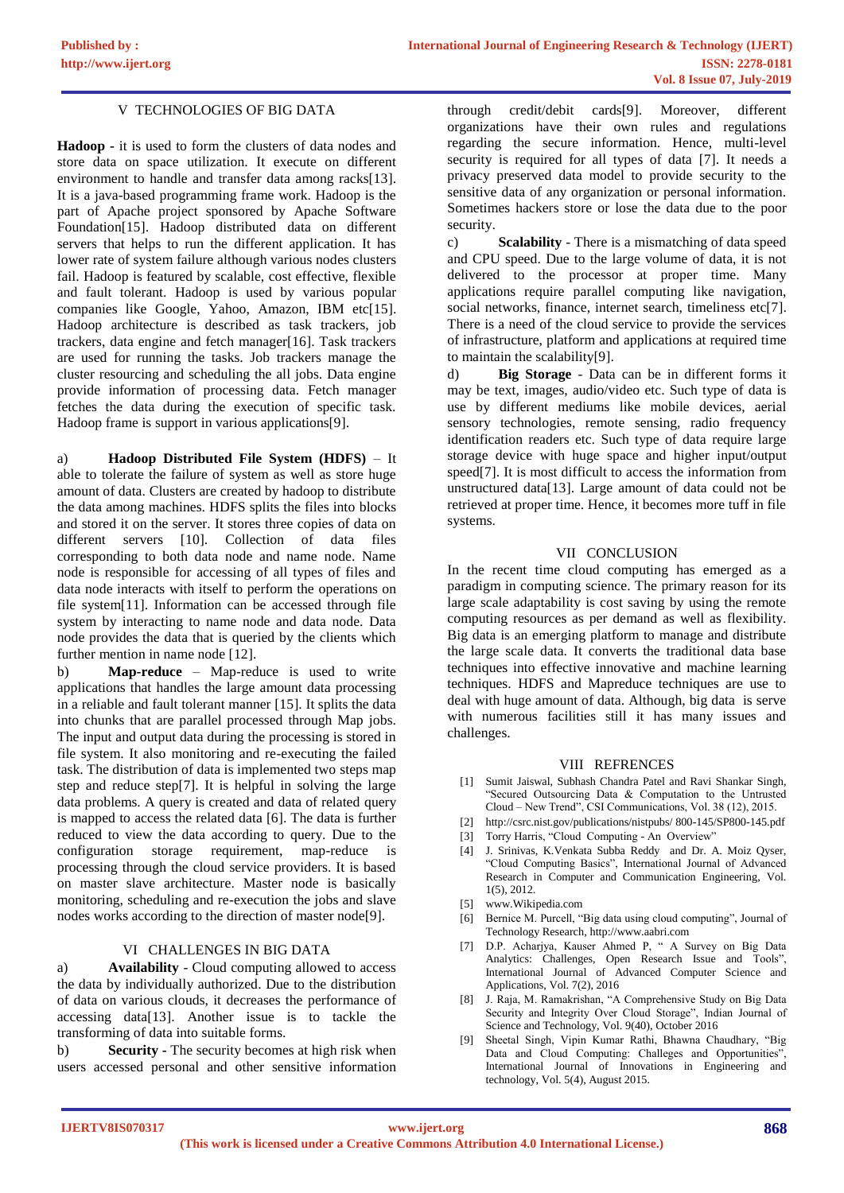## V TECHNOLOGIES OF BIG DATA

**Hadoop** - it is used to form the clusters of data nodes and store data on space utilization. It execute on different environment to handle and transfer data among racks[13]. It is a java-based programming frame work. Hadoop is the part of Apache project sponsored by Apache Software Foundation[15]. Hadoop distributed data on different servers that helps to run the different application. It has lower rate of system failure although various nodes clusters fail. Hadoop is featured by scalable, cost effective, flexible and fault tolerant. Hadoop is used by various popular companies like Google, Yahoo, Amazon, IBM etc[15]. Hadoop architecture is described as task trackers, job trackers, data engine and fetch manager[16]. Task trackers are used for running the tasks. Job trackers manage the cluster resourcing and scheduling the all jobs. Data engine provide information of processing data. Fetch manager fetches the data during the execution of specific task. Hadoop frame is support in various applications[9].

a) **Hadoop Distributed File System (HDFS)** – It able to tolerate the failure of system as well as store huge amount of data. Clusters are created by hadoop to distribute the data among machines. HDFS splits the files into blocks and stored it on the server. It stores three copies of data on different servers [10]. Collection of data files corresponding to both data node and name node. Name node is responsible for accessing of all types of files and data node interacts with itself to perform the operations on file system[11]. Information can be accessed through file system by interacting to name node and data node. Data node provides the data that is queried by the clients which further mention in name node [12].

b) **Map-reduce** – Map-reduce is used to write applications that handles the large amount data processing in a reliable and fault tolerant manner [15]. It splits the data into chunks that are parallel processed through Map jobs. The input and output data during the processing is stored in file system. It also monitoring and re-executing the failed task. The distribution of data is implemented two steps map step and reduce step[7]. It is helpful in solving the large data problems. A query is created and data of related query is mapped to access the related data [6]. The data is further reduced to view the data according to query. Due to the configuration storage requirement, map-reduce is processing through the cloud service providers. It is based on master slave architecture. Master node is basically monitoring, scheduling and re-execution the jobs and slave nodes works according to the direction of master node[9].

## VI CHALLENGES IN BIG DATA

a) **Availability** - Cloud computing allowed to access the data by individually authorized. Due to the distribution of data on various clouds, it decreases the performance of accessing data[13]. Another issue is to tackle the transforming of data into suitable forms.

b) **Security** - The security becomes at high risk when users accessed personal and other sensitive information through credit/debit cards[9]. Moreover, different organizations have their own rules and regulations regarding the secure information. Hence, multi-level security is required for all types of data [7]. It needs a privacy preserved data model to provide security to the sensitive data of any organization or personal information. Sometimes hackers store or lose the data due to the poor security.

c) **Scalability** - There is a mismatching of data speed and CPU speed. Due to the large volume of data, it is not delivered to the processor at proper time. Many applications require parallel computing like navigation, social networks, finance, internet search, timeliness etc[7]. There is a need of the cloud service to provide the services of infrastructure, platform and applications at required time to maintain the scalability[9].

d) **Big Storage** - Data can be in different forms it may be text, images, audio/video etc. Such type of data is use by different mediums like mobile devices, aerial sensory technologies, remote sensing, radio frequency identification readers etc. Such type of data require large storage device with huge space and higher input/output speed[7]. It is most difficult to access the information from unstructured data[13]. Large amount of data could not be retrieved at proper time. Hence, it becomes more tuff in file systems.

## VII CONCLUSION

In the recent time cloud computing has emerged as a paradigm in computing science. The primary reason for its large scale adaptability is cost saving by using the remote computing resources as per demand as well as flexibility. Big data is an emerging platform to manage and distribute the large scale data. It converts the traditional data base techniques into effective innovative and machine learning techniques. HDFS and Mapreduce techniques are use to deal with huge amount of data. Although, big data is serve with numerous facilities still it has many issues and challenges.

## VIII REFRENCES

[1] Sumit Jaiswal, Subhash Chandra Patel and Ravi Shankar Singh, "Secured Outsourcing Data & Computation to the Untrusted Cloud – New Trend", CSI Communications, Vol. 38 (12), 2015.

[2] http://csrc.nist.gov/publications/nistpubs/ 800-145/SP800-145.pdf

[3] Torry Harris, "Cloud Computing - An Overview"

[4] J. Srinivas, K.Venkata Subba Reddy and Dr. A. Moiz Qyser, "Cloud Computing Basics", International Journal of Advanced Research in Computer and Communication Engineering, Vol. 1(5), 2012.

[5] www.Wikipedia.com

[6] Bernice M. Purcell, "Big data using cloud computing", Journal of Technology Research, http://www.aabri.com

[7] D.P. Acharjya, Kauser Ahmed P, " A Survey on Big Data Analytics: Challenges, Open Research Issue and Tools", International Journal of Advanced Computer Science and Applications, Vol. 7(2), 2016

[8] J. Raja, M. Ramakrishan, "A Comprehensive Study on Big Data Security and Integrity Over Cloud Storage", Indian Journal of Science and Technology, Vol. 9(40), October 2016

[9] Sheetal Singh, Vipin Kumar Rathi, Bhawna Chaudhary, "Big Data and Cloud Computing: Challeges and Opportunities", International Journal of Innovations in Engineering and technology, Vol. 5(4), August 2015.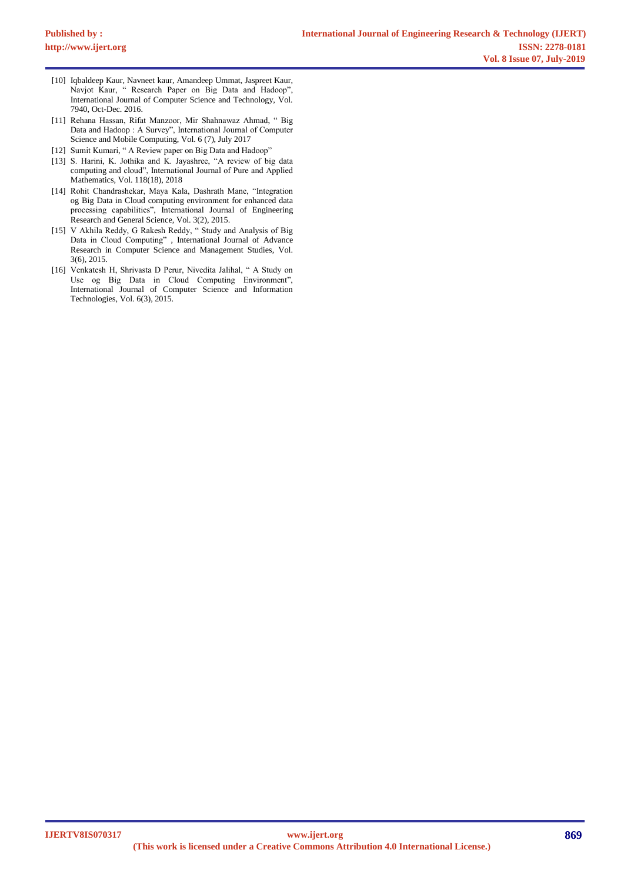[10] Iqbaldeep Kaur, Navneet kaur, Amandeep Ummat, Jaspreet Kaur, Navjot Kaur, " Research Paper on Big Data and Hadoop", International Journal of Computer Science and Technology, Vol. 7940, Oct-Dec. 2016.

[11] Rehana Hassan, Rifat Manzoor, Mir Shahnawaz Ahmad, " Big Data and Hadoop : A Survey", International Journal of Computer Science and Mobile Computing, Vol. 6 (7), July 2017

[12] Sumit Kumari, " A Review paper on Big Data and Hadoop"

[13] S. Harini, K. Jothika and K. Jayashree, "A review of big data computing and cloud", International Journal of Pure and Applied Mathematics, Vol. 118(18), 2018

[14] Rohit Chandrashekar, Maya Kala, Dashrath Mane, "Integration og Big Data in Cloud computing environment for enhanced data processing capabilities", International Journal of Engineering Research and General Science, Vol. 3(2), 2015.

[15] V Akhila Reddy, G Rakesh Reddy, " Study and Analysis of Big Data in Cloud Computing" , International Journal of Advance Research in Computer Science and Management Studies, Vol. 3(6), 2015.

[16] Venkatesh H, Shrivasta D Perur, Nivedita Jalihal, " A Study on Use og Big Data in Cloud Computing Environment", International Journal of Computer Science and Information Technologies, Vol. 6(3), 2015.